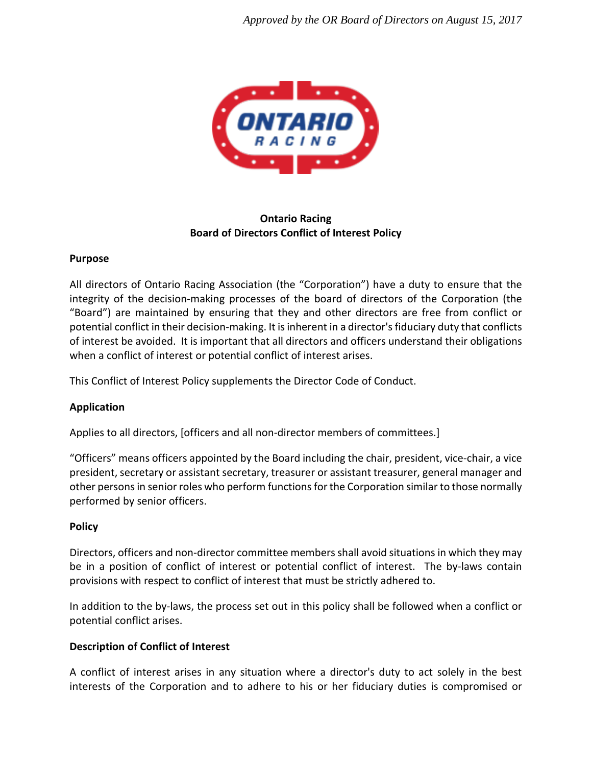*Approved by the OR Board of Directors on August 15, 2017*

**Ontario Racing**
**Board of Directors Conflict of Interest Policy**

**Purpose**

All directors of Ontario Racing Association (the "Corporation") have a duty to ensure that the integrity of the decision-making processes of the board of directors of the Corporation (the "Board") are maintained by ensuring that they and other directors are free from conflict or potential conflict in their decision-making. It is inherent in a director's fiduciary duty that conflicts of interest be avoided. It is important that all directors and officers understand their obligations when a conflict of interest or potential conflict of interest arises.

This Conflict of Interest Policy supplements the Director Code of Conduct.

**Application**

Applies to all directors, [officers and all non-director members of committees.]

"Officers" means officers appointed by the Board including the chair, president, vice-chair, a vice president, secretary or assistant secretary, treasurer or assistant treasurer, general manager and other persons in senior roles who perform functions for the Corporation similar to those normally performed by senior officers.

**Policy**

Directors, officers and non-director committee members shall avoid situations in which they may be in a position of conflict of interest or potential conflict of interest. The by-laws contain provisions with respect to conflict of interest that must be strictly adhered to.

In addition to the by-laws, the process set out in this policy shall be followed when a conflict or potential conflict arises.

**Description of Conflict of Interest**

A conflict of interest arises in any situation where a director's duty to act solely in the best interests of the Corporation and to adhere to his or her fiduciary duties is compromised or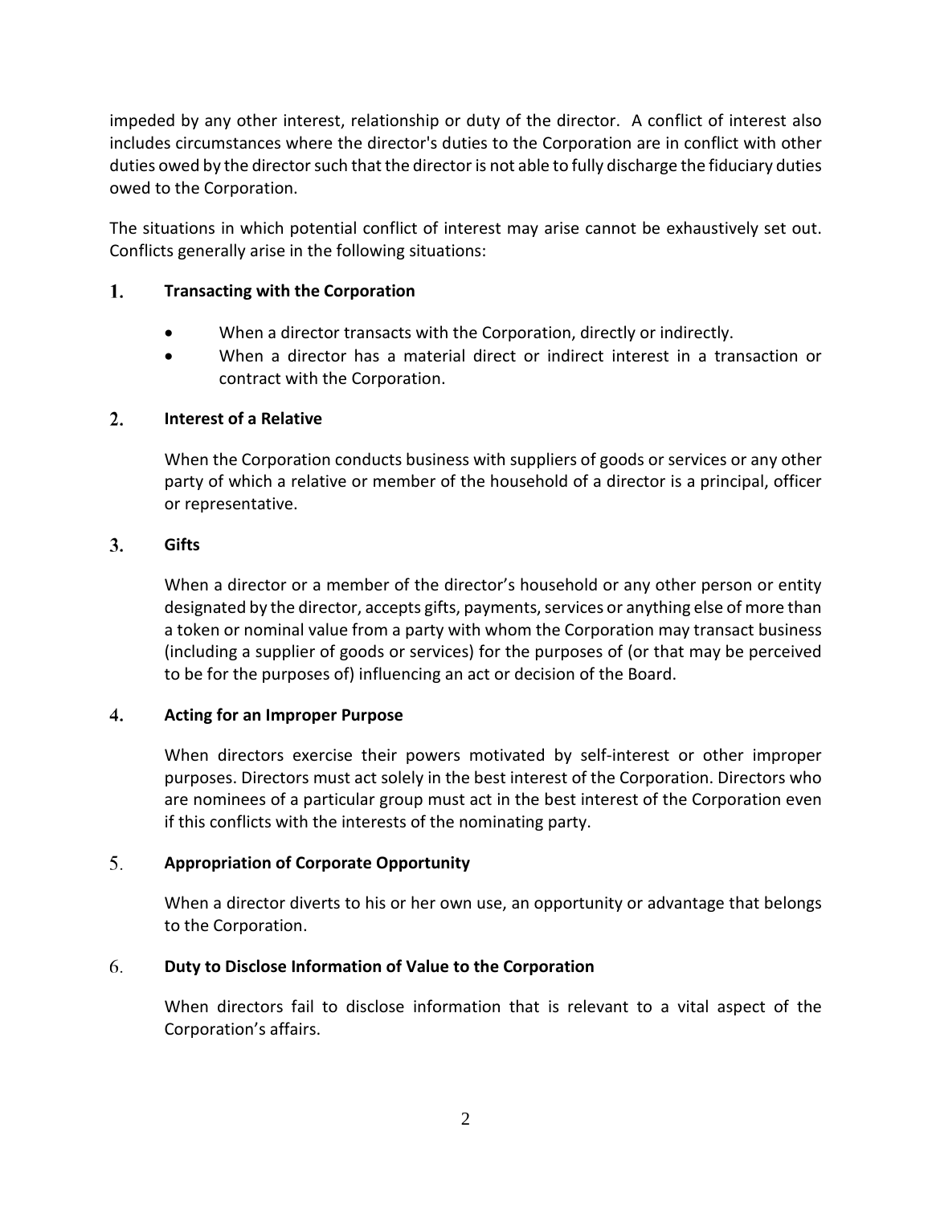impeded by any other interest, relationship or duty of the director. A conflict of interest also includes circumstances where the director's duties to the Corporation are in conflict with other duties owed by the director such that the director is not able to fully discharge the fiduciary duties owed to the Corporation.

The situations in which potential conflict of interest may arise cannot be exhaustively set out. Conflicts generally arise in the following situations:

## 1. Transacting with the Corporation

- When a director transacts with the Corporation, directly or indirectly.
- When a director has a material direct or indirect interest in a transaction or contract with the Corporation.

## 2. Interest of a Relative

When the Corporation conducts business with suppliers of goods or services or any other party of which a relative or member of the household of a director is a principal, officer or representative.

## 3. Gifts

When a director or a member of the director's household or any other person or entity designated by the director, accepts gifts, payments, services or anything else of more than a token or nominal value from a party with whom the Corporation may transact business (including a supplier of goods or services) for the purposes of (or that may be perceived to be for the purposes of) influencing an act or decision of the Board.

## 4. Acting for an Improper Purpose

When directors exercise their powers motivated by self-interest or other improper purposes. Directors must act solely in the best interest of the Corporation. Directors who are nominees of a particular group must act in the best interest of the Corporation even if this conflicts with the interests of the nominating party.

## 5. Appropriation of Corporate Opportunity

When a director diverts to his or her own use, an opportunity or advantage that belongs to the Corporation.

## 6. Duty to Disclose Information of Value to the Corporation

When directors fail to disclose information that is relevant to a vital aspect of the Corporation's affairs.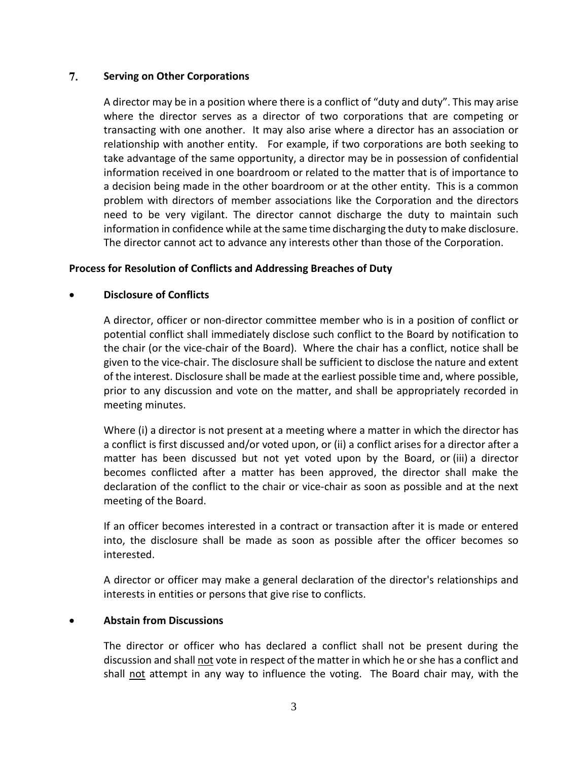## 7. Serving on Other Corporations

A director may be in a position where there is a conflict of "duty and duty". This may arise where the director serves as a director of two corporations that are competing or transacting with one another. It may also arise where a director has an association or relationship with another entity. For example, if two corporations are both seeking to take advantage of the same opportunity, a director may be in possession of confidential information received in one boardroom or related to the matter that is of importance to a decision being made in the other boardroom or at the other entity. This is a common problem with directors of member associations like the Corporation and the directors need to be very vigilant. The director cannot discharge the duty to maintain such information in confidence while at the same time discharging the duty to make disclosure. The director cannot act to advance any interests other than those of the Corporation.

### Process for Resolution of Conflicts and Addressing Breaches of Duty

- **Disclosure of Conflicts**

  A director, officer or non-director committee member who is in a position of conflict or potential conflict shall immediately disclose such conflict to the Board by notification to the chair (or the vice-chair of the Board). Where the chair has a conflict, notice shall be given to the vice-chair. The disclosure shall be sufficient to disclose the nature and extent of the interest. Disclosure shall be made at the earliest possible time and, where possible, prior to any discussion and vote on the matter, and shall be appropriately recorded in meeting minutes.

  Where (i) a director is not present at a meeting where a matter in which the director has a conflict is first discussed and/or voted upon, or (ii) a conflict arises for a director after a matter has been discussed but not yet voted upon by the Board, or (iii) a director becomes conflicted after a matter has been approved, the director shall make the declaration of the conflict to the chair or vice-chair as soon as possible and at the next meeting of the Board.

  If an officer becomes interested in a contract or transaction after it is made or entered into, the disclosure shall be made as soon as possible after the officer becomes so interested.

  A director or officer may make a general declaration of the director's relationships and interests in entities or persons that give rise to conflicts.

- **Abstain from Discussions**

  The director or officer who has declared a conflict shall not be present during the discussion and shall <u>not</u> vote in respect of the matter in which he or she has a conflict and shall <u>not</u> attempt in any way to influence the voting. The Board chair may, with the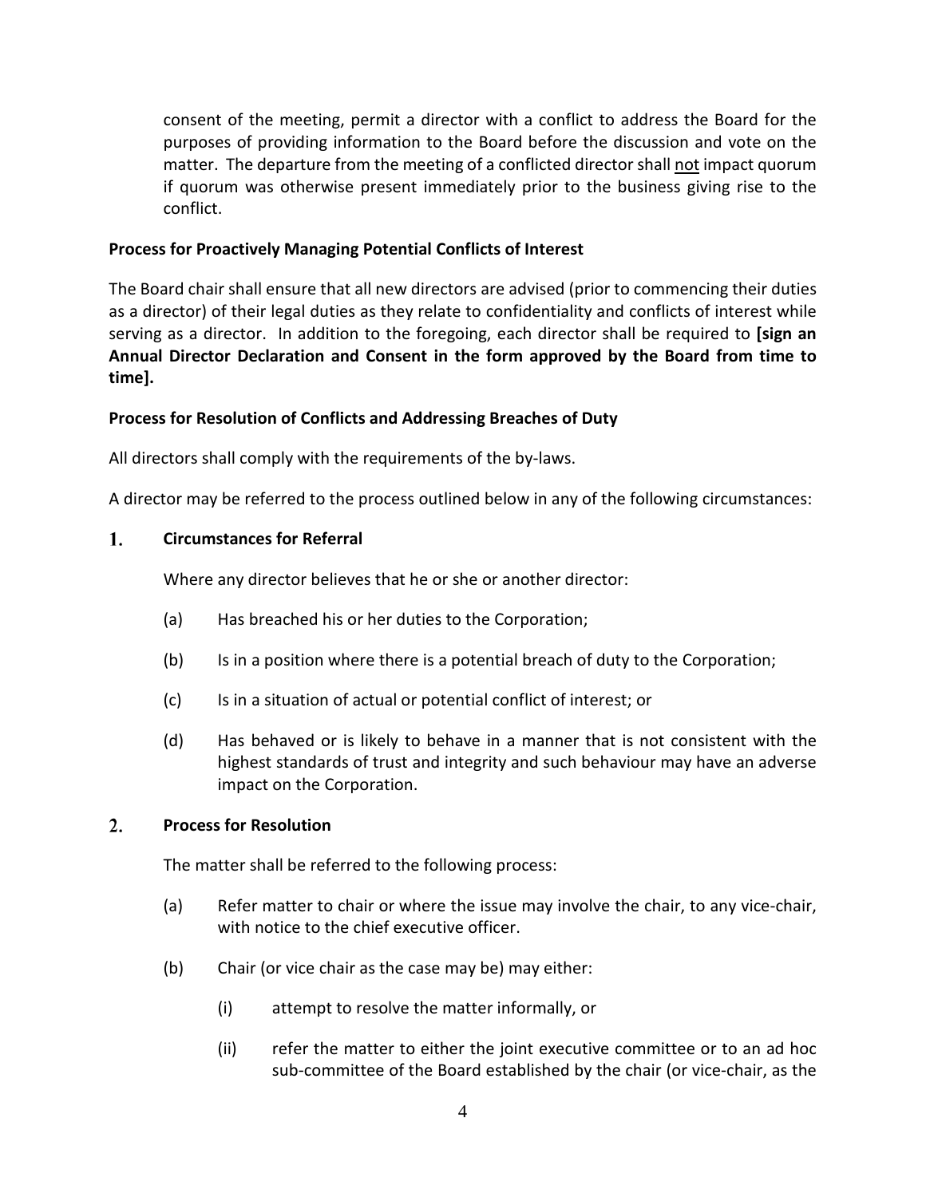consent of the meeting, permit a director with a conflict to address the Board for the purposes of providing information to the Board before the discussion and vote on the matter. The departure from the meeting of a conflicted director shall <u>not</u> impact quorum if quorum was otherwise present immediately prior to the business giving rise to the conflict.

**Process for Proactively Managing Potential Conflicts of Interest**

The Board chair shall ensure that all new directors are advised (prior to commencing their duties as a director) of their legal duties as they relate to confidentiality and conflicts of interest while serving as a director. In addition to the foregoing, each director shall be required to **[sign an Annual Director Declaration and Consent in the form approved by the Board from time to time].**

**Process for Resolution of Conflicts and Addressing Breaches of Duty**

All directors shall comply with the requirements of the by-laws.

A director may be referred to the process outlined below in any of the following circumstances:

**1. Circumstances for Referral**

Where any director believes that he or she or another director:

(a) Has breached his or her duties to the Corporation;

(b) Is in a position where there is a potential breach of duty to the Corporation;

(c) Is in a situation of actual or potential conflict of interest; or

(d) Has behaved or is likely to behave in a manner that is not consistent with the highest standards of trust and integrity and such behaviour may have an adverse impact on the Corporation.

**2. Process for Resolution**

The matter shall be referred to the following process:

(a) Refer matter to chair or where the issue may involve the chair, to any vice-chair, with notice to the chief executive officer.

(b) Chair (or vice chair as the case may be) may either:

(i) attempt to resolve the matter informally, or

(ii) refer the matter to either the joint executive committee or to an ad hoc sub-committee of the Board established by the chair (or vice-chair, as the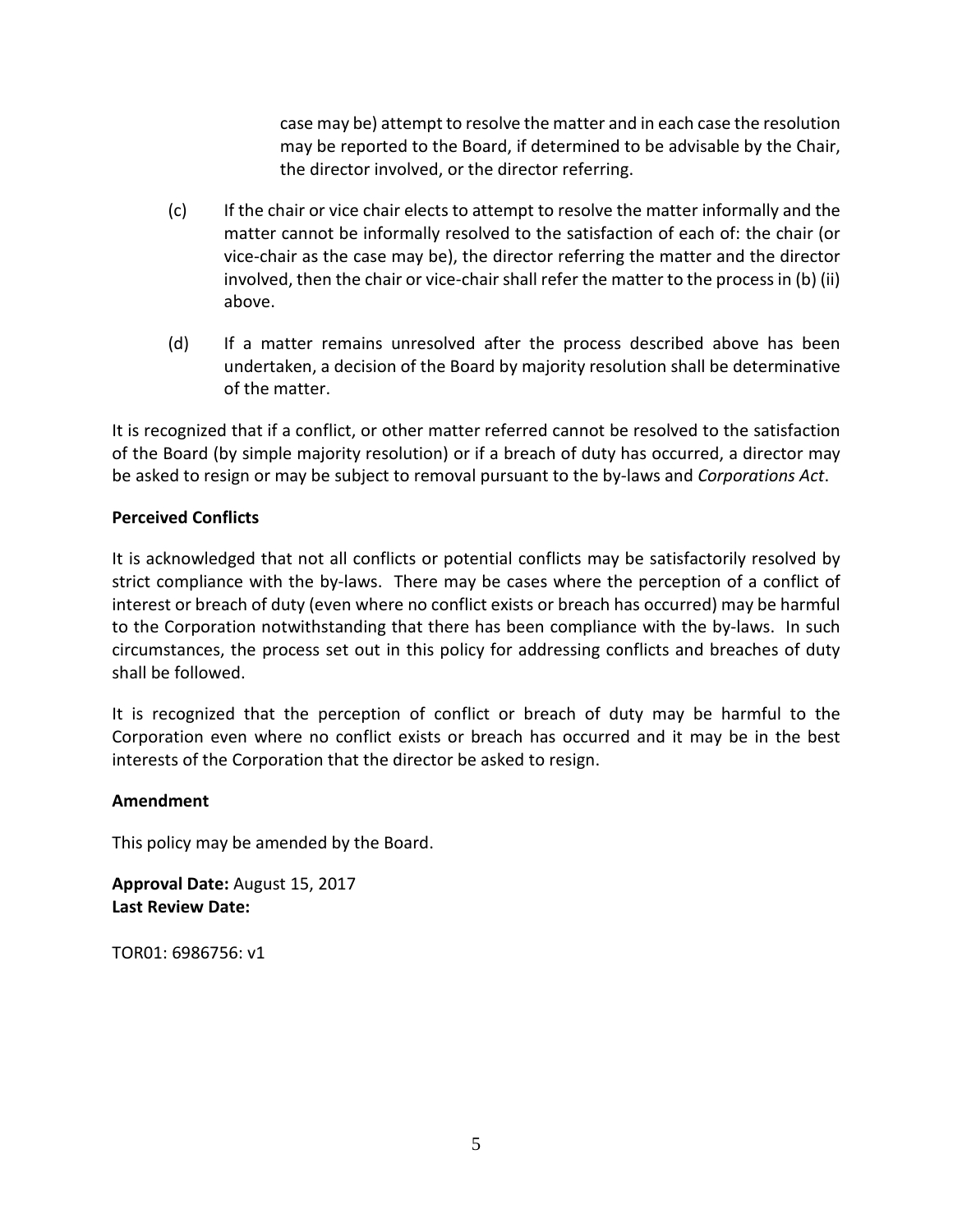case may be) attempt to resolve the matter and in each case the resolution may be reported to the Board, if determined to be advisable by the Chair, the director involved, or the director referring.

(c) If the chair or vice chair elects to attempt to resolve the matter informally and the matter cannot be informally resolved to the satisfaction of each of: the chair (or vice-chair as the case may be), the director referring the matter and the director involved, then the chair or vice-chair shall refer the matter to the process in (b) (ii) above.

(d) If a matter remains unresolved after the process described above has been undertaken, a decision of the Board by majority resolution shall be determinative of the matter.

It is recognized that if a conflict, or other matter referred cannot be resolved to the satisfaction of the Board (by simple majority resolution) or if a breach of duty has occurred, a director may be asked to resign or may be subject to removal pursuant to the by-laws and *Corporations Act*.

**Perceived Conflicts**

It is acknowledged that not all conflicts or potential conflicts may be satisfactorily resolved by strict compliance with the by-laws. There may be cases where the perception of a conflict of interest or breach of duty (even where no conflict exists or breach has occurred) may be harmful to the Corporation notwithstanding that there has been compliance with the by-laws. In such circumstances, the process set out in this policy for addressing conflicts and breaches of duty shall be followed.

It is recognized that the perception of conflict or breach of duty may be harmful to the Corporation even where no conflict exists or breach has occurred and it may be in the best interests of the Corporation that the director be asked to resign.

**Amendment**

This policy may be amended by the Board.

**Approval Date:** August 15, 2017
**Last Review Date:**

TOR01: 6986756: v1